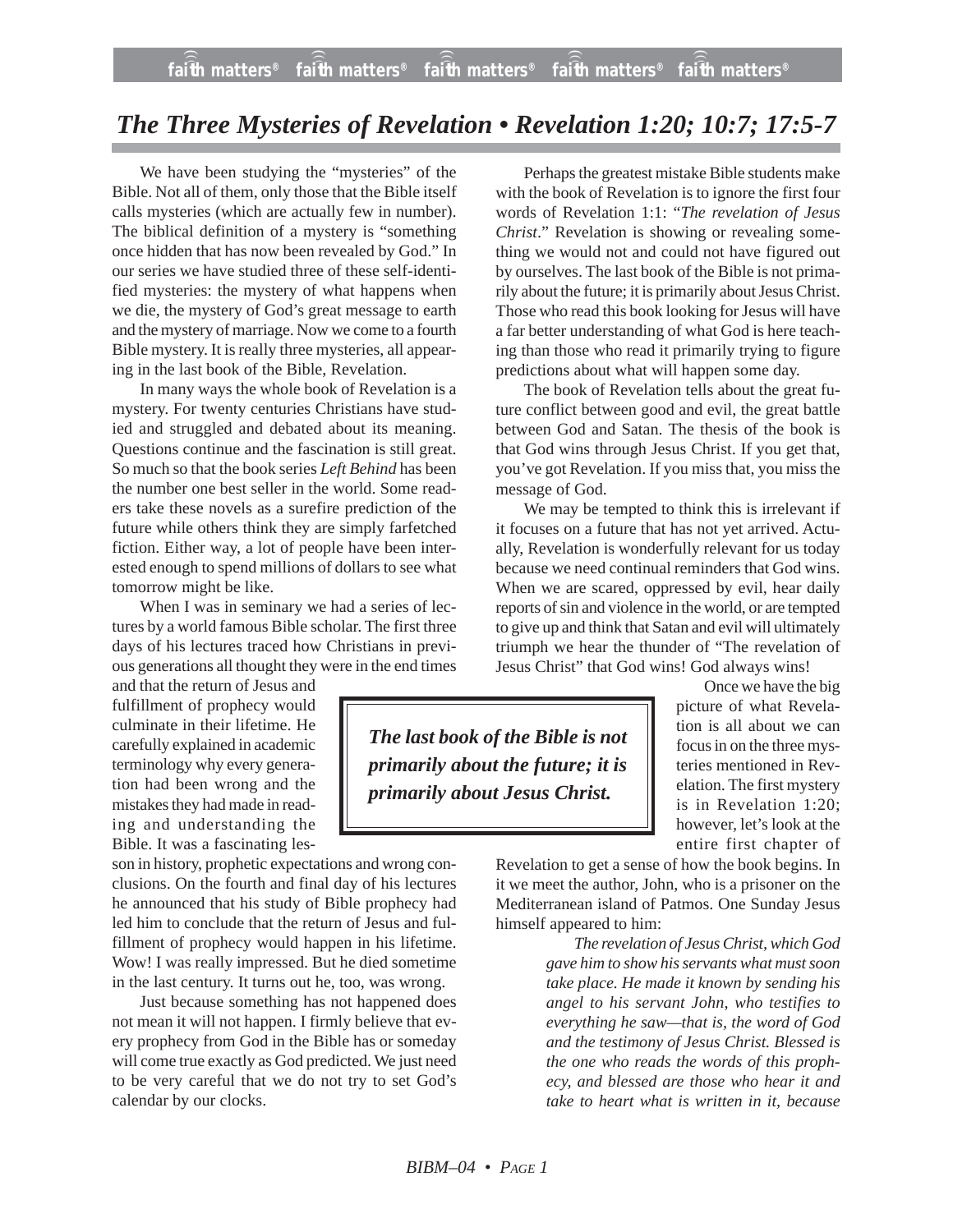# *The Three Mysteries of Revelation • Revelation 1:20; 10:7; 17:5-7*

We have been studying the "mysteries" of the Bible. Not all of them, only those that the Bible itself calls mysteries (which are actually few in number). The biblical definition of a mystery is "something once hidden that has now been revealed by God." In our series we have studied three of these self-identified mysteries: the mystery of what happens when we die, the mystery of God's great message to earth and the mystery of marriage. Now we come to a fourth Bible mystery. It is really three mysteries, all appearing in the last book of the Bible, Revelation.

In many ways the whole book of Revelation is a mystery. For twenty centuries Christians have studied and struggled and debated about its meaning. Questions continue and the fascination is still great. So much so that the book series *Left Behind* has been the number one best seller in the world. Some readers take these novels as a surefire prediction of the future while others think they are simply farfetched fiction. Either way, a lot of people have been interested enough to spend millions of dollars to see what tomorrow might be like.

When I was in seminary we had a series of lectures by a world famous Bible scholar. The first three days of his lectures traced how Christians in previous generations all thought they were in the end times and that the return of Jesus and fulfillment of prophecy would culminate in their lifetime. He carefully explained in academic terminology why every generation had been wrong and the mistakes they had made in reading and understanding the Bible. It was a fascinating lesson in history, prophetic expectations and wrong conclusions. On the fourth and final day of his lectures he announced that his study of Bible prophecy had led him to conclude that the return of Jesus and fulfillment of prophecy would happen in his lifetime. Wow! I was really impressed. But he died sometime in the last century. It turns out he, too, was wrong.

Just because something has not happened does not mean it will not happen. I firmly believe that every prophecy from God in the Bible has or someday will come true exactly as God predicted. We just need to be very careful that we do not try to set God's calendar by our clocks.

Perhaps the greatest mistake Bible students make with the book of Revelation is to ignore the first four words of Revelation 1:1: "*The revelation of Jesus Christ*." Revelation is showing or revealing something we would not and could not have figured out by ourselves. The last book of the Bible is not primarily about the future; it is primarily about Jesus Christ. Those who read this book looking for Jesus will have a far better understanding of what God is here teaching than those who read it primarily trying to figure predictions about what will happen some day.

The book of Revelation tells about the great future conflict between good and evil, the great battle between God and Satan. The thesis of the book is that God wins through Jesus Christ. If you get that, you've got Revelation. If you miss that, you miss the message of God.

We may be tempted to think this is irrelevant if it focuses on a future that has not yet arrived. Actually, Revelation is wonderfully relevant for us today because we need continual reminders that God wins. When we are scared, oppressed by evil, hear daily reports of sin and violence in the world, or are tempted to give up and think that Satan and evil will ultimately triumph we hear the thunder of "The revelation of Jesus Christ" that God wins! God always wins!

> ***The last book of the Bible is not primarily about the future; it is primarily about Jesus Christ.***

Once we have the big picture of what Revelation is all about we can focus in on the three mysteries mentioned in Revelation. The first mystery is in Revelation 1:20; however, let's look at the entire first chapter of Revelation to get a sense of how the book begins. In it we meet the author, John, who is a prisoner on the Mediterranean island of Patmos. One Sunday Jesus himself appeared to him:

> *The revelation of Jesus Christ, which God gave him to show his servants what must soon take place. He made it known by sending his angel to his servant John, who testifies to everything he saw—that is, the word of God and the testimony of Jesus Christ. Blessed is the one who reads the words of this prophecy, and blessed are those who hear it and take to heart what is written in it, because*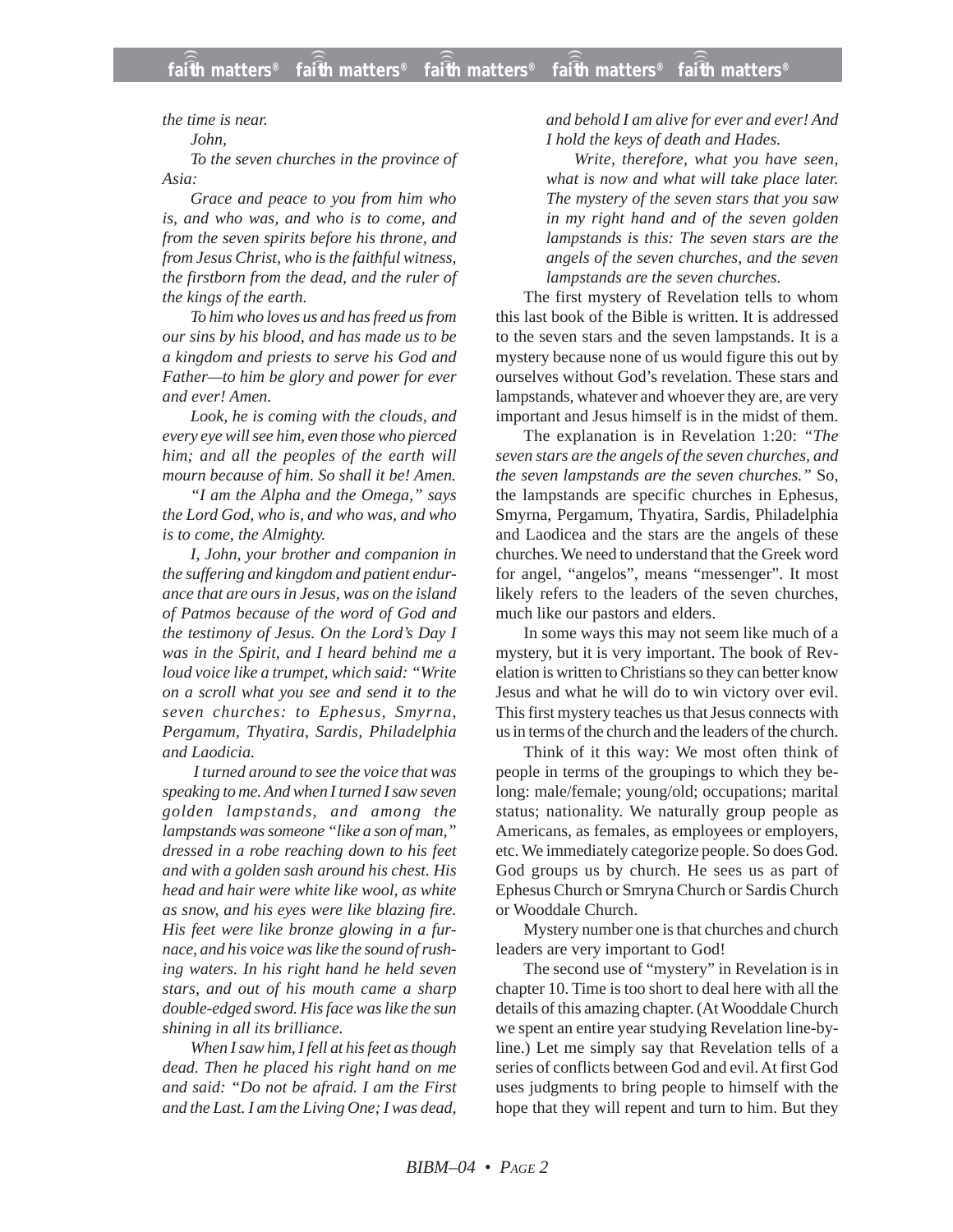*the time is near.*

*John,*

*To the seven churches in the province of Asia:*

*Grace and peace to you from him who is, and who was, and who is to come, and from the seven spirits before his throne, and from Jesus Christ, who is the faithful witness, the firstborn from the dead, and the ruler of the kings of the earth.*

*To him who loves us and has freed us from our sins by his blood, and has made us to be a kingdom and priests to serve his God and Father—to him be glory and power for ever and ever! Amen.*

*Look, he is coming with the clouds, and every eye will see him, even those who pierced him; and all the peoples of the earth will mourn because of him. So shall it be! Amen.*

*"I am the Alpha and the Omega," says the Lord God, who is, and who was, and who is to come, the Almighty.*

*I, John, your brother and companion in the suffering and kingdom and patient endurance that are ours in Jesus, was on the island of Patmos because of the word of God and the testimony of Jesus. On the Lord's Day I was in the Spirit, and I heard behind me a loud voice like a trumpet, which said: "Write on a scroll what you see and send it to the seven churches: to Ephesus, Smyrna, Pergamum, Thyatira, Sardis, Philadelphia and Laodicia.*

*I turned around to see the voice that was speaking to me. And when I turned I saw seven golden lampstands, and among the lampstands was someone "like a son of man," dressed in a robe reaching down to his feet and with a golden sash around his chest. His head and hair were white like wool, as white as snow, and his eyes were like blazing fire. His feet were like bronze glowing in a furnace, and his voice was like the sound of rushing waters. In his right hand he held seven stars, and out of his mouth came a sharp double-edged sword. His face was like the sun shining in all its brilliance.*

*When I saw him, I fell at his feet as though dead. Then he placed his right hand on me and said: "Do not be afraid. I am the First and the Last. I am the Living One; I was dead, and behold I am alive for ever and ever! And I hold the keys of death and Hades.*

*Write, therefore, what you have seen, what is now and what will take place later. The mystery of the seven stars that you saw in my right hand and of the seven golden lampstands is this: The seven stars are the angels of the seven churches, and the seven lampstands are the seven churches.*

The first mystery of Revelation tells to whom this last book of the Bible is written. It is addressed to the seven stars and the seven lampstands. It is a mystery because none of us would figure this out by ourselves without God's revelation. These stars and lampstands, whatever and whoever they are, are very important and Jesus himself is in the midst of them.

The explanation is in Revelation 1:20: *"The seven stars are the angels of the seven churches, and the seven lampstands are the seven churches."* So, the lampstands are specific churches in Ephesus, Smyrna, Pergamum, Thyatira, Sardis, Philadelphia and Laodicea and the stars are the angels of these churches. We need to understand that the Greek word for angel, "angelos", means "messenger". It most likely refers to the leaders of the seven churches, much like our pastors and elders.

In some ways this may not seem like much of a mystery, but it is very important. The book of Revelation is written to Christians so they can better know Jesus and what he will do to win victory over evil. This first mystery teaches us that Jesus connects with us in terms of the church and the leaders of the church.

Think of it this way: We most often think of people in terms of the groupings to which they belong: male/female; young/old; occupations; marital status; nationality. We naturally group people as Americans, as females, as employees or employers, etc. We immediately categorize people. So does God. God groups us by church. He sees us as part of Ephesus Church or Smryna Church or Sardis Church or Wooddale Church.

Mystery number one is that churches and church leaders are very important to God!

The second use of "mystery" in Revelation is in chapter 10. Time is too short to deal here with all the details of this amazing chapter. (At Wooddale Church we spent an entire year studying Revelation line-by-line.) Let me simply say that Revelation tells of a series of conflicts between God and evil. At first God uses judgments to bring people to himself with the hope that they will repent and turn to him. But they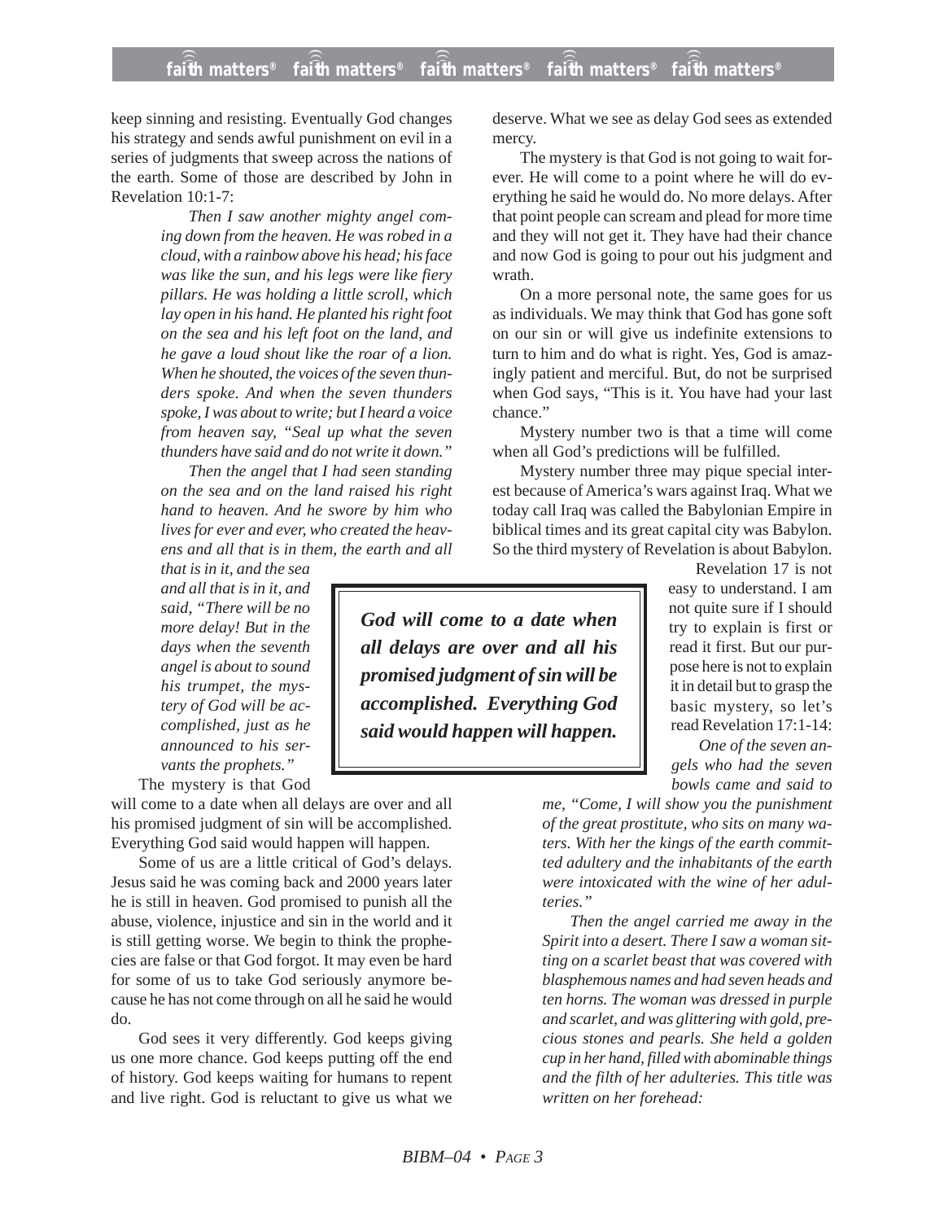keep sinning and resisting. Eventually God changes his strategy and sends awful punishment on evil in a series of judgments that sweep across the nations of the earth. Some of those are described by John in Revelation 10:1-7:

> *Then I saw another mighty angel coming down from the heaven. He was robed in a cloud, with a rainbow above his head; his face was like the sun, and his legs were like fiery pillars. He was holding a little scroll, which lay open in his hand. He planted his right foot on the sea and his left foot on the land, and he gave a loud shout like the roar of a lion. When he shouted, the voices of the seven thunders spoke. And when the seven thunders spoke, I was about to write; but I heard a voice from heaven say, "Seal up what the seven thunders have said and do not write it down."*
>
> *Then the angel that I had seen standing on the sea and on the land raised his right hand to heaven. And he swore by him who lives for ever and ever, who created the heavens and all that is in them, the earth and all that is in it, and the sea and all that is in it, and said, "There will be no more delay! But in the days when the seventh angel is about to sound his trumpet, the mystery of God will be accomplished, just as he announced to his servants the prophets."*

The mystery is that God will come to a date when all delays are over and all his promised judgment of sin will be accomplished. Everything God said would happen will happen.

**_God will come to a date when all delays are over and all his promised judgment of sin will be accomplished. Everything God said would happen will happen._**

Some of us are a little critical of God's delays. Jesus said he was coming back and 2000 years later he is still in heaven. God promised to punish all the abuse, violence, injustice and sin in the world and it is still getting worse. We begin to think the prophecies are false or that God forgot. It may even be hard for some of us to take God seriously anymore because he has not come through on all he said he would do.

God sees it very differently. God keeps giving us one more chance. God keeps putting off the end of history. God keeps waiting for humans to repent and live right. God is reluctant to give us what we deserve. What we see as delay God sees as extended mercy.

The mystery is that God is not going to wait forever. He will come to a point where he will do everything he said he would do. No more delays. After that point people can scream and plead for more time and they will not get it. They have had their chance and now God is going to pour out his judgment and wrath.

On a more personal note, the same goes for us as individuals. We may think that God has gone soft on our sin or will give us indefinite extensions to turn to him and do what is right. Yes, God is amazingly patient and merciful. But, do not be surprised when God says, "This is it. You have had your last chance."

Mystery number two is that a time will come when all God's predictions will be fulfilled.

Mystery number three may pique special interest because of America's wars against Iraq. What we today call Iraq was called the Babylonian Empire in biblical times and its great capital city was Babylon. So the third mystery of Revelation is about Babylon.

Revelation 17 is not easy to understand. I am not quite sure if I should try to explain is first or read it first. But our purpose here is not to explain it in detail but to grasp the basic mystery, so let's read Revelation 17:1-14:

> *One of the seven angels who had the seven bowls came and said to me, "Come, I will show you the punishment of the great prostitute, who sits on many waters. With her the kings of the earth committed adultery and the inhabitants of the earth were intoxicated with the wine of her adulteries."*
>
> *Then the angel carried me away in the Spirit into a desert. There I saw a woman sitting on a scarlet beast that was covered with blasphemous names and had seven heads and ten horns. The woman was dressed in purple and scarlet, and was glittering with gold, precious stones and pearls. She held a golden cup in her hand, filled with abominable things and the filth of her adulteries. This title was written on her forehead:*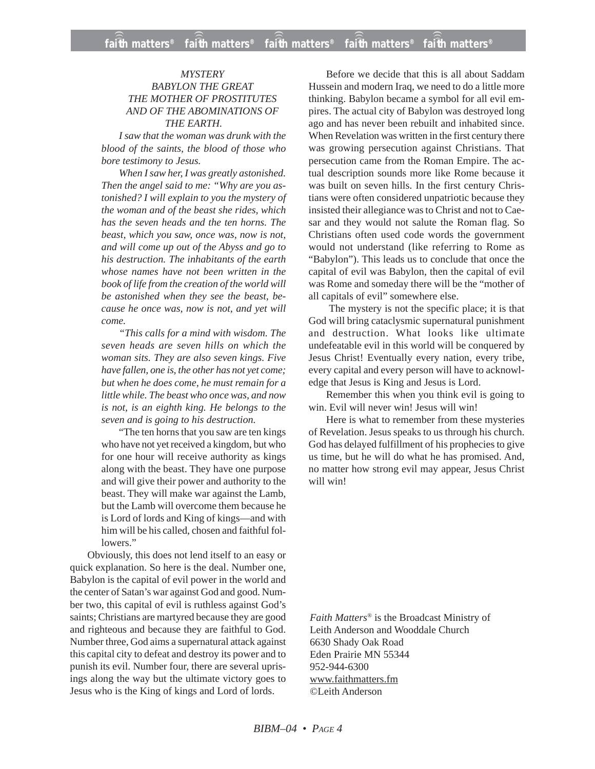*MYSTERY*
*BABYLON THE GREAT*
*THE MOTHER OF PROSTITUTES*
*AND OF THE ABOMINATIONS OF THE EARTH.*

*I saw that the woman was drunk with the blood of the saints, the blood of those who bore testimony to Jesus.*

*When I saw her, I was greatly astonished. Then the angel said to me: "Why are you astonished? I will explain to you the mystery of the woman and of the beast she rides, which has the seven heads and the ten horns. The beast, which you saw, once was, now is not, and will come up out of the Abyss and go to his destruction. The inhabitants of the earth whose names have not been written in the book of life from the creation of the world will be astonished when they see the beast, because he once was, now is not, and yet will come.*

*"This calls for a mind with wisdom. The seven heads are seven hills on which the woman sits. They are also seven kings. Five have fallen, one is, the other has not yet come; but when he does come, he must remain for a little while. The beast who once was, and now is not, is an eighth king. He belongs to the seven and is going to his destruction.*

"The ten horns that you saw are ten kings who have not yet received a kingdom, but who for one hour will receive authority as kings along with the beast. They have one purpose and will give their power and authority to the beast. They will make war against the Lamb, but the Lamb will overcome them because he is Lord of lords and King of kings—and with him will be his called, chosen and faithful followers."

Obviously, this does not lend itself to an easy or quick explanation. So here is the deal. Number one, Babylon is the capital of evil power in the world and the center of Satan's war against God and good. Number two, this capital of evil is ruthless against God's saints; Christians are martyred because they are good and righteous and because they are faithful to God. Number three, God aims a supernatural attack against this capital city to defeat and destroy its power and to punish its evil. Number four, there are several uprisings along the way but the ultimate victory goes to Jesus who is the King of kings and Lord of lords.

Before we decide that this is all about Saddam Hussein and modern Iraq, we need to do a little more thinking. Babylon became a symbol for all evil empires. The actual city of Babylon was destroyed long ago and has never been rebuilt and inhabited since. When Revelation was written in the first century there was growing persecution against Christians. That persecution came from the Roman Empire. The actual description sounds more like Rome because it was built on seven hills. In the first century Christians were often considered unpatriotic because they insisted their allegiance was to Christ and not to Caesar and they would not salute the Roman flag. So Christians often used code words the government would not understand (like referring to Rome as "Babylon"). This leads us to conclude that once the capital of evil was Babylon, then the capital of evil was Rome and someday there will be the "mother of all capitals of evil" somewhere else.

The mystery is not the specific place; it is that God will bring cataclysmic supernatural punishment and destruction. What looks like ultimate undefeatable evil in this world will be conquered by Jesus Christ! Eventually every nation, every tribe, every capital and every person will have to acknowledge that Jesus is King and Jesus is Lord.

Remember this when you think evil is going to win. Evil will never win! Jesus will win!

Here is what to remember from these mysteries of Revelation. Jesus speaks to us through his church. God has delayed fulfillment of his prophecies to give us time, but he will do what he has promised. And, no matter how strong evil may appear, Jesus Christ will win!

*Faith Matters®* is the Broadcast Ministry of
Leith Anderson and Wooddale Church
6630 Shady Oak Road
Eden Prairie MN 55344
952-944-6300
www.faithmatters.fm
©Leith Anderson